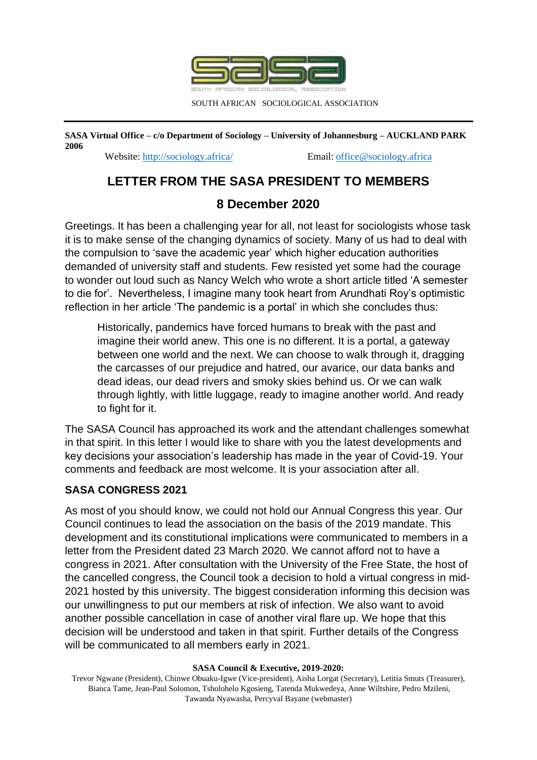SOUTH AFRICAN SOCIOLOGICAL ASSOCIATION

**SASA Virtual Office – c/o Department of Sociology – University of Johannesburg – AUCKLAND PARK 2006**

Website: http://sociology.africa/ Email: office@sociology.africa

# LETTER FROM THE SASA PRESIDENT TO MEMBERS

## 8 December 2020

Greetings. It has been a challenging year for all, not least for sociologists whose task it is to make sense of the changing dynamics of society. Many of us had to deal with the compulsion to 'save the academic year' which higher education authorities demanded of university staff and students. Few resisted yet some had the courage to wonder out loud such as Nancy Welch who wrote a short article titled 'A semester to die for'. Nevertheless, I imagine many took heart from Arundhati Roy's optimistic reflection in her article 'The pandemic is a portal' in which she concludes thus:

> Historically, pandemics have forced humans to break with the past and imagine their world anew. This one is no different. It is a portal, a gateway between one world and the next. We can choose to walk through it, dragging the carcasses of our prejudice and hatred, our avarice, our data banks and dead ideas, our dead rivers and smoky skies behind us. Or we can walk through lightly, with little luggage, ready to imagine another world. And ready to fight for it.

The SASA Council has approached its work and the attendant challenges somewhat in that spirit. In this letter I would like to share with you the latest developments and key decisions your association's leadership has made in the year of Covid-19. Your comments and feedback are most welcome. It is your association after all.

### SASA CONGRESS 2021

As most of you should know, we could not hold our Annual Congress this year. Our Council continues to lead the association on the basis of the 2019 mandate. This development and its constitutional implications were communicated to members in a letter from the President dated 23 March 2020. We cannot afford not to have a congress in 2021. After consultation with the University of the Free State, the host of the cancelled congress, the Council took a decision to hold a virtual congress in mid-2021 hosted by this university. The biggest consideration informing this decision was our unwillingness to put our members at risk of infection. We also want to avoid another possible cancellation in case of another viral flare up. We hope that this decision will be understood and taken in that spirit. Further details of the Congress will be communicated to all members early in 2021.

**SASA Council & Executive, 2019-2020:**

Trevor Ngwane (President), Chinwe Obuaku-Igwe (Vice-president), Aisha Lorgat (Secretary), Letitia Smuts (Treasurer), Bianca Tame, Jean-Paul Solomon, Tsholohelo Kgosieng, Tatenda Mukwedeya, Anne Wiltshire, Pedro Mzileni, Tawanda Nyawasha, Percyval Bayane (webmaster)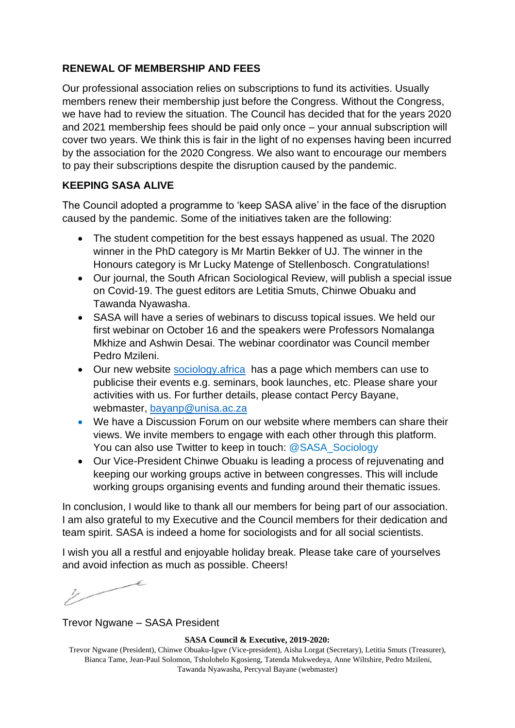**RENEWAL OF MEMBERSHIP AND FEES**

Our professional association relies on subscriptions to fund its activities. Usually members renew their membership just before the Congress. Without the Congress, we have had to review the situation. The Council has decided that for the years 2020 and 2021 membership fees should be paid only once – your annual subscription will cover two years. We think this is fair in the light of no expenses having been incurred by the association for the 2020 Congress. We also want to encourage our members to pay their subscriptions despite the disruption caused by the pandemic.

**KEEPING SASA ALIVE**

The Council adopted a programme to 'keep SASA alive' in the face of the disruption caused by the pandemic. Some of the initiatives taken are the following:

- The student competition for the best essays happened as usual. The 2020 winner in the PhD category is Mr Martin Bekker of UJ. The winner in the Honours category is Mr Lucky Matenge of Stellenbosch. Congratulations!
- Our journal, the South African Sociological Review, will publish a special issue on Covid-19. The guest editors are Letitia Smuts, Chinwe Obuaku and Tawanda Nyawasha.
- SASA will have a series of webinars to discuss topical issues. We held our first webinar on October 16 and the speakers were Professors Nomalanga Mkhize and Ashwin Desai. The webinar coordinator was Council member Pedro Mzileni.
- Our new website [sociology.africa](sociology.africa) has a page which members can use to publicise their events e.g. seminars, book launches, etc. Please share your activities with us. For further details, please contact Percy Bayane, webmaster, [bayanp@unisa.ac.za](mailto:bayanp@unisa.ac.za)
- We have a Discussion Forum on our website where members can share their views. We invite members to engage with each other through this platform. You can also use Twitter to keep in touch: @SASA_Sociology
- Our Vice-President Chinwe Obuaku is leading a process of rejuvenating and keeping our working groups active in between congresses. This will include working groups organising events and funding around their thematic issues.

In conclusion, I would like to thank all our members for being part of our association. I am also grateful to my Executive and the Council members for their dedication and team spirit. SASA is indeed a home for sociologists and for all social scientists.

I wish you all a restful and enjoyable holiday break. Please take care of yourselves and avoid infection as much as possible. Cheers!

Trevor Ngwane – SASA President

**SASA Council & Executive, 2019-2020:**

Trevor Ngwane (President), Chinwe Obuaku-Igwe (Vice-president), Aisha Lorgat (Secretary), Letitia Smuts (Treasurer), Bianca Tame, Jean-Paul Solomon, Tsholohelo Kgosieng, Tatenda Mukwedeya, Anne Wiltshire, Pedro Mzileni, Tawanda Nyawasha, Percyval Bayane (webmaster)